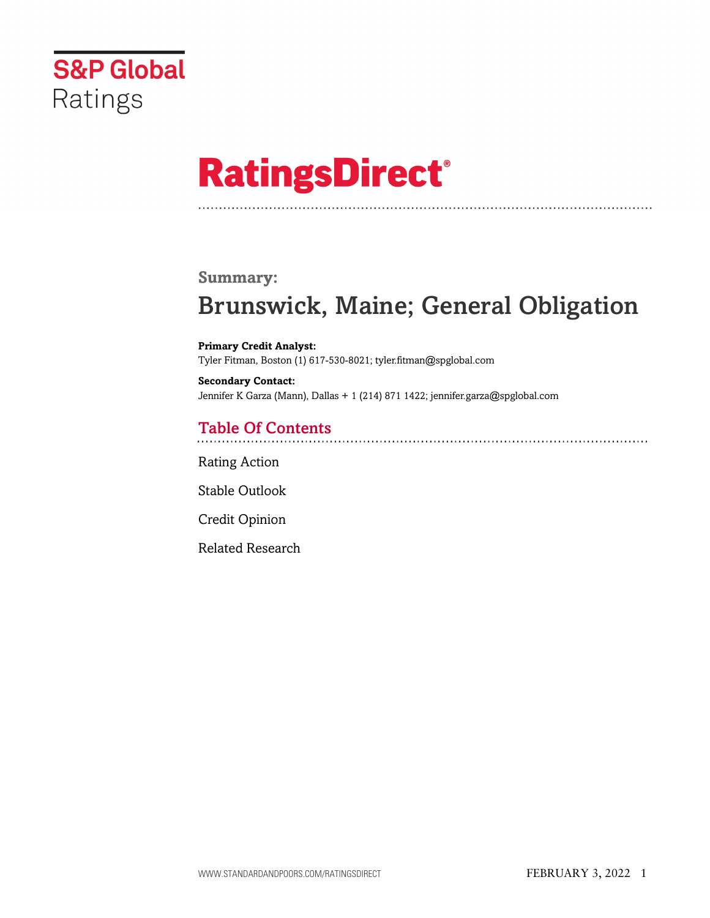S&P Global Ratings

# RatingsDirect®

## Summary:

# Brunswick, Maine; General Obligation

**Primary Credit Analyst:**
Tyler Fitman, Boston (1) 617-530-8021; tyler.fitman@spglobal.com

**Secondary Contact:**
Jennifer K Garza (Mann), Dallas + 1 (214) 871 1422; jennifer.garza@spglobal.com

## Table Of Contents

Rating Action

Stable Outlook

Credit Opinion

Related Research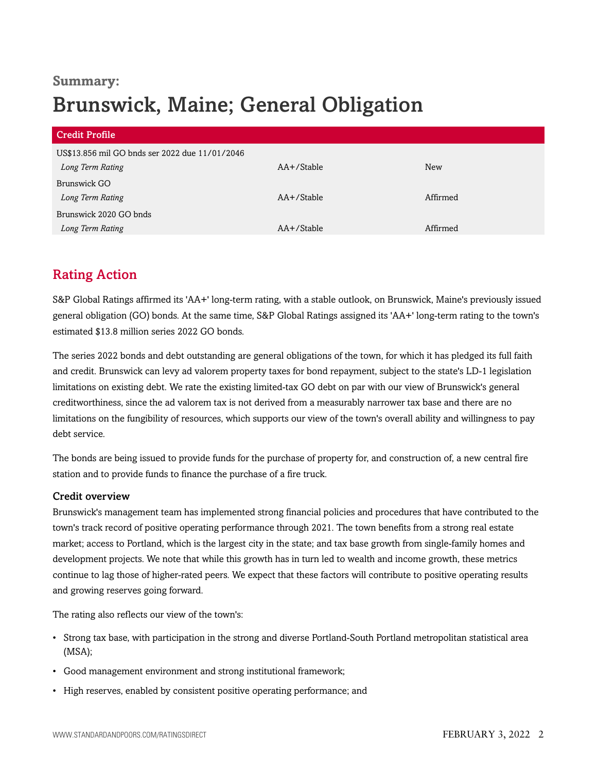**Summary:**

# Brunswick, Maine; General Obligation

| Credit Profile | | |
|---|---|---|
| US$13.856 mil GO bnds ser 2022 due 11/01/2046 | | |
| *Long Term Rating* | AA+/Stable | New |
| Brunswick GO | | |
| *Long Term Rating* | AA+/Stable | Affirmed |
| Brunswick 2020 GO bnds | | |
| *Long Term Rating* | AA+/Stable | Affirmed |

## Rating Action

S&P Global Ratings affirmed its 'AA+' long-term rating, with a stable outlook, on Brunswick, Maine's previously issued general obligation (GO) bonds. At the same time, S&P Global Ratings assigned its 'AA+' long-term rating to the town's estimated $13.8 million series 2022 GO bonds.

The series 2022 bonds and debt outstanding are general obligations of the town, for which it has pledged its full faith and credit. Brunswick can levy ad valorem property taxes for bond repayment, subject to the state's LD-1 legislation limitations on existing debt. We rate the existing limited-tax GO debt on par with our view of Brunswick's general creditworthiness, since the ad valorem tax is not derived from a measurably narrower tax base and there are no limitations on the fungibility of resources, which supports our view of the town's overall ability and willingness to pay debt service.

The bonds are being issued to provide funds for the purchase of property for, and construction of, a new central fire station and to provide funds to finance the purchase of a fire truck.

### Credit overview

Brunswick's management team has implemented strong financial policies and procedures that have contributed to the town's track record of positive operating performance through 2021. The town benefits from a strong real estate market; access to Portland, which is the largest city in the state; and tax base growth from single-family homes and development projects. We note that while this growth has in turn led to wealth and income growth, these metrics continue to lag those of higher-rated peers. We expect that these factors will contribute to positive operating results and growing reserves going forward.

The rating also reflects our view of the town's:

- Strong tax base, with participation in the strong and diverse Portland-South Portland metropolitan statistical area (MSA);
- Good management environment and strong institutional framework;
- High reserves, enabled by consistent positive operating performance; and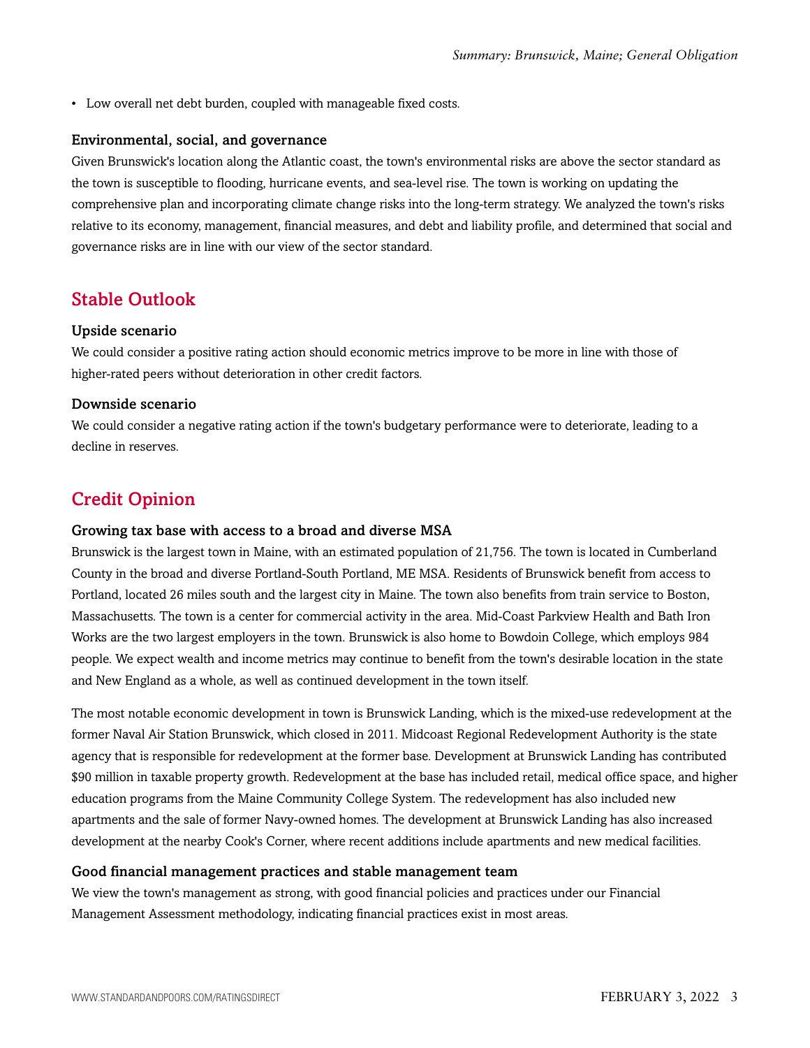- Low overall net debt burden, coupled with manageable fixed costs.

### Environmental, social, and governance

Given Brunswick's location along the Atlantic coast, the town's environmental risks are above the sector standard as the town is susceptible to flooding, hurricane events, and sea-level rise. The town is working on updating the comprehensive plan and incorporating climate change risks into the long-term strategy. We analyzed the town's risks relative to its economy, management, financial measures, and debt and liability profile, and determined that social and governance risks are in line with our view of the sector standard.

## Stable Outlook

### Upside scenario

We could consider a positive rating action should economic metrics improve to be more in line with those of higher-rated peers without deterioration in other credit factors.

### Downside scenario

We could consider a negative rating action if the town's budgetary performance were to deteriorate, leading to a decline in reserves.

## Credit Opinion

### Growing tax base with access to a broad and diverse MSA

Brunswick is the largest town in Maine, with an estimated population of 21,756. The town is located in Cumberland County in the broad and diverse Portland-South Portland, ME MSA. Residents of Brunswick benefit from access to Portland, located 26 miles south and the largest city in Maine. The town also benefits from train service to Boston, Massachusetts. The town is a center for commercial activity in the area. Mid-Coast Parkview Health and Bath Iron Works are the two largest employers in the town. Brunswick is also home to Bowdoin College, which employs 984 people. We expect wealth and income metrics may continue to benefit from the town's desirable location in the state and New England as a whole, as well as continued development in the town itself.

The most notable economic development in town is Brunswick Landing, which is the mixed-use redevelopment at the former Naval Air Station Brunswick, which closed in 2011. Midcoast Regional Redevelopment Authority is the state agency that is responsible for redevelopment at the former base. Development at Brunswick Landing has contributed $90 million in taxable property growth. Redevelopment at the base has included retail, medical office space, and higher education programs from the Maine Community College System. The redevelopment has also included new apartments and the sale of former Navy-owned homes. The development at Brunswick Landing has also increased development at the nearby Cook's Corner, where recent additions include apartments and new medical facilities.

### Good financial management practices and stable management team

We view the town's management as strong, with good financial policies and practices under our Financial Management Assessment methodology, indicating financial practices exist in most areas.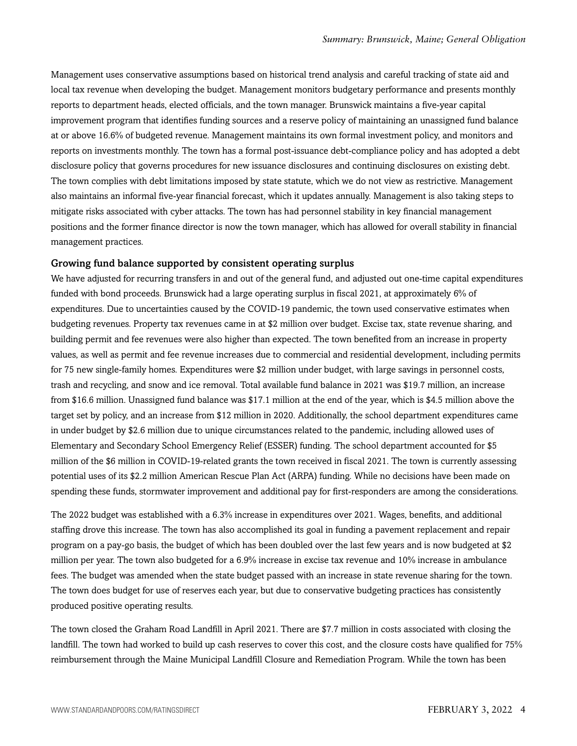Management uses conservative assumptions based on historical trend analysis and careful tracking of state aid and local tax revenue when developing the budget. Management monitors budgetary performance and presents monthly reports to department heads, elected officials, and the town manager. Brunswick maintains a five-year capital improvement program that identifies funding sources and a reserve policy of maintaining an unassigned fund balance at or above 16.6% of budgeted revenue. Management maintains its own formal investment policy, and monitors and reports on investments monthly. The town has a formal post-issuance debt-compliance policy and has adopted a debt disclosure policy that governs procedures for new issuance disclosures and continuing disclosures on existing debt. The town complies with debt limitations imposed by state statute, which we do not view as restrictive. Management also maintains an informal five-year financial forecast, which it updates annually. Management is also taking steps to mitigate risks associated with cyber attacks. The town has had personnel stability in key financial management positions and the former finance director is now the town manager, which has allowed for overall stability in financial management practices.

### Growing fund balance supported by consistent operating surplus

We have adjusted for recurring transfers in and out of the general fund, and adjusted out one-time capital expenditures funded with bond proceeds. Brunswick had a large operating surplus in fiscal 2021, at approximately 6% of expenditures. Due to uncertainties caused by the COVID-19 pandemic, the town used conservative estimates when budgeting revenues. Property tax revenues came in at $2 million over budget. Excise tax, state revenue sharing, and building permit and fee revenues were also higher than expected. The town benefited from an increase in property values, as well as permit and fee revenue increases due to commercial and residential development, including permits for 75 new single-family homes. Expenditures were $2 million under budget, with large savings in personnel costs, trash and recycling, and snow and ice removal. Total available fund balance in 2021 was $19.7 million, an increase from $16.6 million. Unassigned fund balance was $17.1 million at the end of the year, which is $4.5 million above the target set by policy, and an increase from $12 million in 2020. Additionally, the school department expenditures came in under budget by $2.6 million due to unique circumstances related to the pandemic, including allowed uses of Elementary and Secondary School Emergency Relief (ESSER) funding. The school department accounted for $5 million of the $6 million in COVID-19-related grants the town received in fiscal 2021. The town is currently assessing potential uses of its $2.2 million American Rescue Plan Act (ARPA) funding. While no decisions have been made on spending these funds, stormwater improvement and additional pay for first-responders are among the considerations.

The 2022 budget was established with a 6.3% increase in expenditures over 2021. Wages, benefits, and additional staffing drove this increase. The town has also accomplished its goal in funding a pavement replacement and repair program on a pay-go basis, the budget of which has been doubled over the last few years and is now budgeted at $2 million per year. The town also budgeted for a 6.9% increase in excise tax revenue and 10% increase in ambulance fees. The budget was amended when the state budget passed with an increase in state revenue sharing for the town. The town does budget for use of reserves each year, but due to conservative budgeting practices has consistently produced positive operating results.

The town closed the Graham Road Landfill in April 2021. There are $7.7 million in costs associated with closing the landfill. The town had worked to build up cash reserves to cover this cost, and the closure costs have qualified for 75% reimbursement through the Maine Municipal Landfill Closure and Remediation Program. While the town has been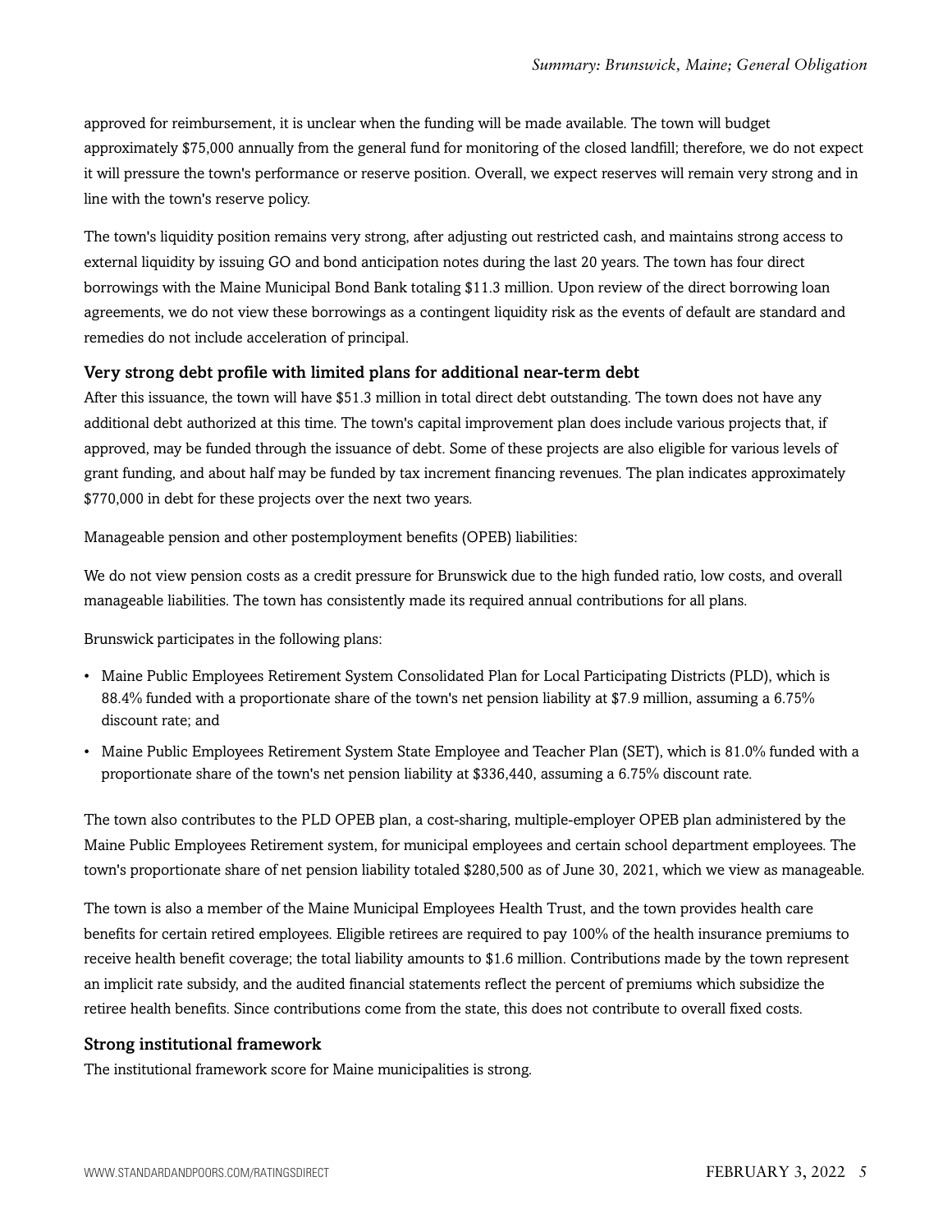approved for reimbursement, it is unclear when the funding will be made available. The town will budget approximately $75,000 annually from the general fund for monitoring of the closed landfill; therefore, we do not expect it will pressure the town's performance or reserve position. Overall, we expect reserves will remain very strong and in line with the town's reserve policy.

The town's liquidity position remains very strong, after adjusting out restricted cash, and maintains strong access to external liquidity by issuing GO and bond anticipation notes during the last 20 years. The town has four direct borrowings with the Maine Municipal Bond Bank totaling $11.3 million. Upon review of the direct borrowing loan agreements, we do not view these borrowings as a contingent liquidity risk as the events of default are standard and remedies do not include acceleration of principal.

### Very strong debt profile with limited plans for additional near-term debt

After this issuance, the town will have $51.3 million in total direct debt outstanding. The town does not have any additional debt authorized at this time. The town's capital improvement plan does include various projects that, if approved, may be funded through the issuance of debt. Some of these projects are also eligible for various levels of grant funding, and about half may be funded by tax increment financing revenues. The plan indicates approximately $770,000 in debt for these projects over the next two years.

Manageable pension and other postemployment benefits (OPEB) liabilities:

We do not view pension costs as a credit pressure for Brunswick due to the high funded ratio, low costs, and overall manageable liabilities. The town has consistently made its required annual contributions for all plans.

Brunswick participates in the following plans:

- Maine Public Employees Retirement System Consolidated Plan for Local Participating Districts (PLD), which is 88.4% funded with a proportionate share of the town's net pension liability at $7.9 million, assuming a 6.75% discount rate; and
- Maine Public Employees Retirement System State Employee and Teacher Plan (SET), which is 81.0% funded with a proportionate share of the town's net pension liability at $336,440, assuming a 6.75% discount rate.

The town also contributes to the PLD OPEB plan, a cost-sharing, multiple-employer OPEB plan administered by the Maine Public Employees Retirement system, for municipal employees and certain school department employees. The town's proportionate share of net pension liability totaled $280,500 as of June 30, 2021, which we view as manageable.

The town is also a member of the Maine Municipal Employees Health Trust, and the town provides health care benefits for certain retired employees. Eligible retirees are required to pay 100% of the health insurance premiums to receive health benefit coverage; the total liability amounts to $1.6 million. Contributions made by the town represent an implicit rate subsidy, and the audited financial statements reflect the percent of premiums which subsidize the retiree health benefits. Since contributions come from the state, this does not contribute to overall fixed costs.

### Strong institutional framework

The institutional framework score for Maine municipalities is strong.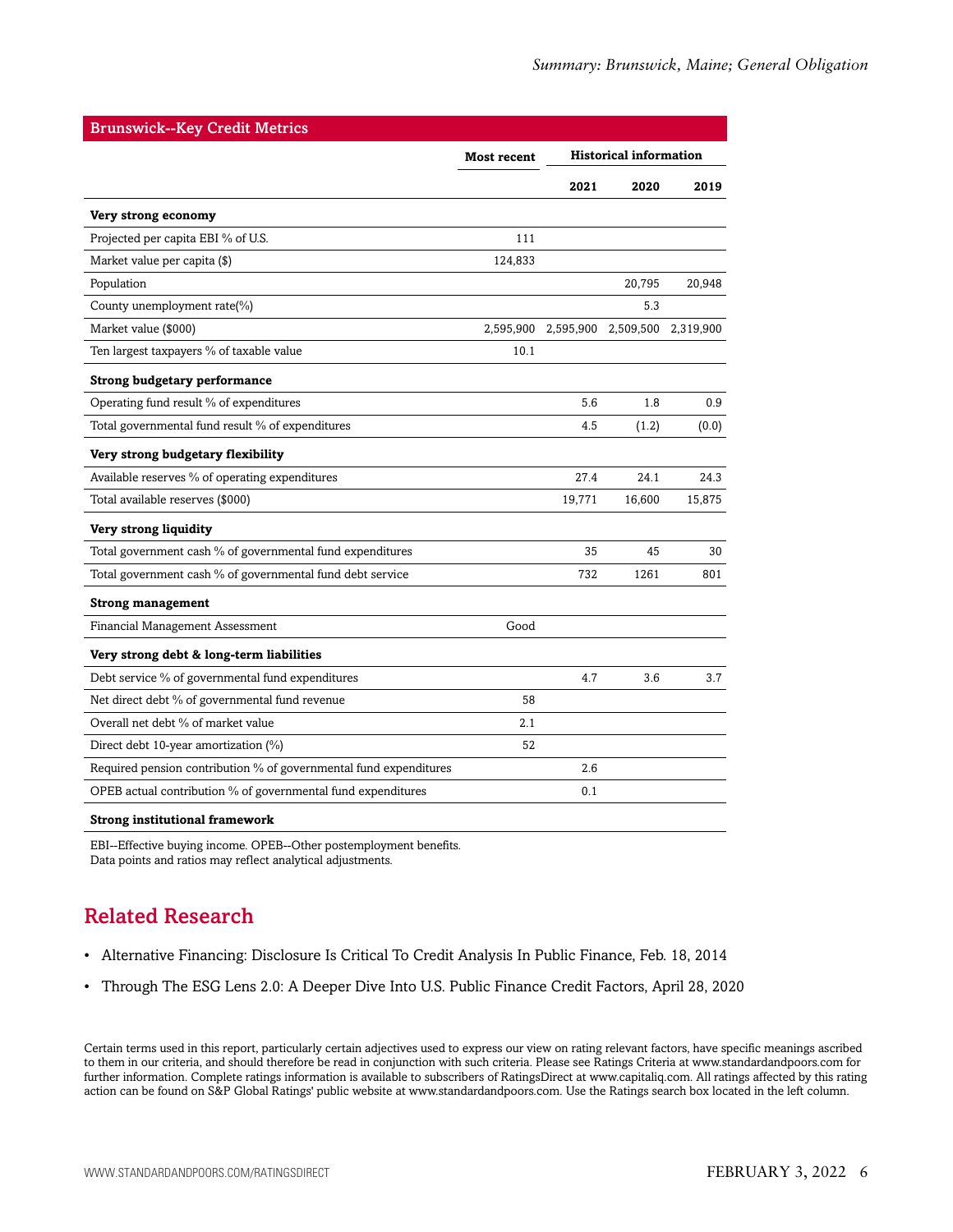| Brunswick--Key Credit Metrics | | | | |
|---|---|---|---|---|
| | Most recent | Historical information | | |
| | | 2021 | 2020 | 2019 |
| **Very strong economy** | | | | |
| Projected per capita EBI % of U.S. | 111 | | | |
| Market value per capita ($) | 124,833 | | | |
| Population | | | 20,795 | 20,948 |
| County unemployment rate(%) | | | 5.3 | |
| Market value ($000) | 2,595,900 | 2,595,900 | 2,509,500 | 2,319,900 |
| Ten largest taxpayers % of taxable value | 10.1 | | | |
| **Strong budgetary performance** | | | | |
| Operating fund result % of expenditures | | 5.6 | 1.8 | 0.9 |
| Total governmental fund result % of expenditures | | 4.5 | (1.2) | (0.0) |
| **Very strong budgetary flexibility** | | | | |
| Available reserves % of operating expenditures | | 27.4 | 24.1 | 24.3 |
| Total available reserves ($000) | | 19,771 | 16,600 | 15,875 |
| **Very strong liquidity** | | | | |
| Total government cash % of governmental fund expenditures | | 35 | 45 | 30 |
| Total government cash % of governmental fund debt service | | 732 | 1261 | 801 |
| **Strong management** | | | | |
| Financial Management Assessment | Good | | | |
| **Very strong debt & long-term liabilities** | | | | |
| Debt service % of governmental fund expenditures | | 4.7 | 3.6 | 3.7 |
| Net direct debt % of governmental fund revenue | 58 | | | |
| Overall net debt % of market value | 2.1 | | | |
| Direct debt 10-year amortization (%) | 52 | | | |
| Required pension contribution % of governmental fund expenditures | | 2.6 | | |
| OPEB actual contribution % of governmental fund expenditures | | 0.1 | | |
| **Strong institutional framework** | | | | |

EBI--Effective buying income. OPEB--Other postemployment benefits.
Data points and ratios may reflect analytical adjustments.

## Related Research

- Alternative Financing: Disclosure Is Critical To Credit Analysis In Public Finance, Feb. 18, 2014
- Through The ESG Lens 2.0: A Deeper Dive Into U.S. Public Finance Credit Factors, April 28, 2020

Certain terms used in this report, particularly certain adjectives used to express our view on rating relevant factors, have specific meanings ascribed to them in our criteria, and should therefore be read in conjunction with such criteria. Please see Ratings Criteria at www.standardandpoors.com for further information. Complete ratings information is available to subscribers of RatingsDirect at www.capitaliq.com. All ratings affected by this rating action can be found on S&P Global Ratings' public website at www.standardandpoors.com. Use the Ratings search box located in the left column.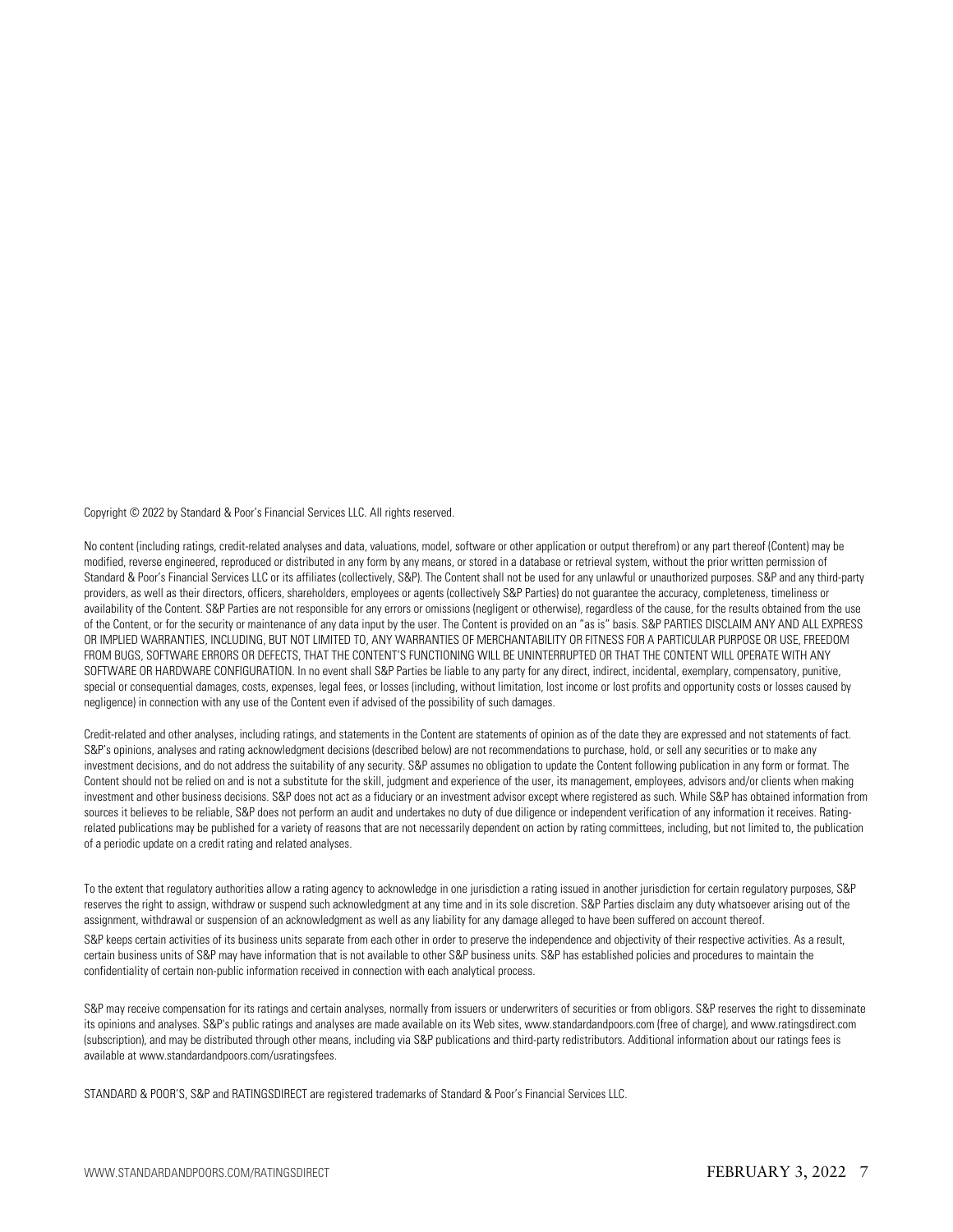Copyright © 2022 by Standard & Poor's Financial Services LLC. All rights reserved.

No content (including ratings, credit-related analyses and data, valuations, model, software or other application or output therefrom) or any part thereof (Content) may be modified, reverse engineered, reproduced or distributed in any form by any means, or stored in a database or retrieval system, without the prior written permission of Standard & Poor's Financial Services LLC or its affiliates (collectively, S&P). The Content shall not be used for any unlawful or unauthorized purposes. S&P and any third-party providers, as well as their directors, officers, shareholders, employees or agents (collectively S&P Parties) do not guarantee the accuracy, completeness, timeliness or availability of the Content. S&P Parties are not responsible for any errors or omissions (negligent or otherwise), regardless of the cause, for the results obtained from the use of the Content, or for the security or maintenance of any data input by the user. The Content is provided on an "as is" basis. S&P PARTIES DISCLAIM ANY AND ALL EXPRESS OR IMPLIED WARRANTIES, INCLUDING, BUT NOT LIMITED TO, ANY WARRANTIES OF MERCHANTABILITY OR FITNESS FOR A PARTICULAR PURPOSE OR USE, FREEDOM FROM BUGS, SOFTWARE ERRORS OR DEFECTS, THAT THE CONTENT'S FUNCTIONING WILL BE UNINTERRUPTED OR THAT THE CONTENT WILL OPERATE WITH ANY SOFTWARE OR HARDWARE CONFIGURATION. In no event shall S&P Parties be liable to any party for any direct, indirect, incidental, exemplary, compensatory, punitive, special or consequential damages, costs, expenses, legal fees, or losses (including, without limitation, lost income or lost profits and opportunity costs or losses caused by negligence) in connection with any use of the Content even if advised of the possibility of such damages.

Credit-related and other analyses, including ratings, and statements in the Content are statements of opinion as of the date they are expressed and not statements of fact. S&P's opinions, analyses and rating acknowledgment decisions (described below) are not recommendations to purchase, hold, or sell any securities or to make any investment decisions, and do not address the suitability of any security. S&P assumes no obligation to update the Content following publication in any form or format. The Content should not be relied on and is not a substitute for the skill, judgment and experience of the user, its management, employees, advisors and/or clients when making investment and other business decisions. S&P does not act as a fiduciary or an investment advisor except where registered as such. While S&P has obtained information from sources it believes to be reliable, S&P does not perform an audit and undertakes no duty of due diligence or independent verification of any information it receives. Rating-related publications may be published for a variety of reasons that are not necessarily dependent on action by rating committees, including, but not limited to, the publication of a periodic update on a credit rating and related analyses.

To the extent that regulatory authorities allow a rating agency to acknowledge in one jurisdiction a rating issued in another jurisdiction for certain regulatory purposes, S&P reserves the right to assign, withdraw or suspend such acknowledgment at any time and in its sole discretion. S&P Parties disclaim any duty whatsoever arising out of the assignment, withdrawal or suspension of an acknowledgment as well as any liability for any damage alleged to have been suffered on account thereof.

S&P keeps certain activities of its business units separate from each other in order to preserve the independence and objectivity of their respective activities. As a result, certain business units of S&P may have information that is not available to other S&P business units. S&P has established policies and procedures to maintain the confidentiality of certain non-public information received in connection with each analytical process.

S&P may receive compensation for its ratings and certain analyses, normally from issuers or underwriters of securities or from obligors. S&P reserves the right to disseminate its opinions and analyses. S&P's public ratings and analyses are made available on its Web sites, www.standardandpoors.com (free of charge), and www.ratingsdirect.com (subscription), and may be distributed through other means, including via S&P publications and third-party redistributors. Additional information about our ratings fees is available at www.standardandpoors.com/usratingsfees.

STANDARD & POOR'S, S&P and RATINGSDIRECT are registered trademarks of Standard & Poor's Financial Services LLC.